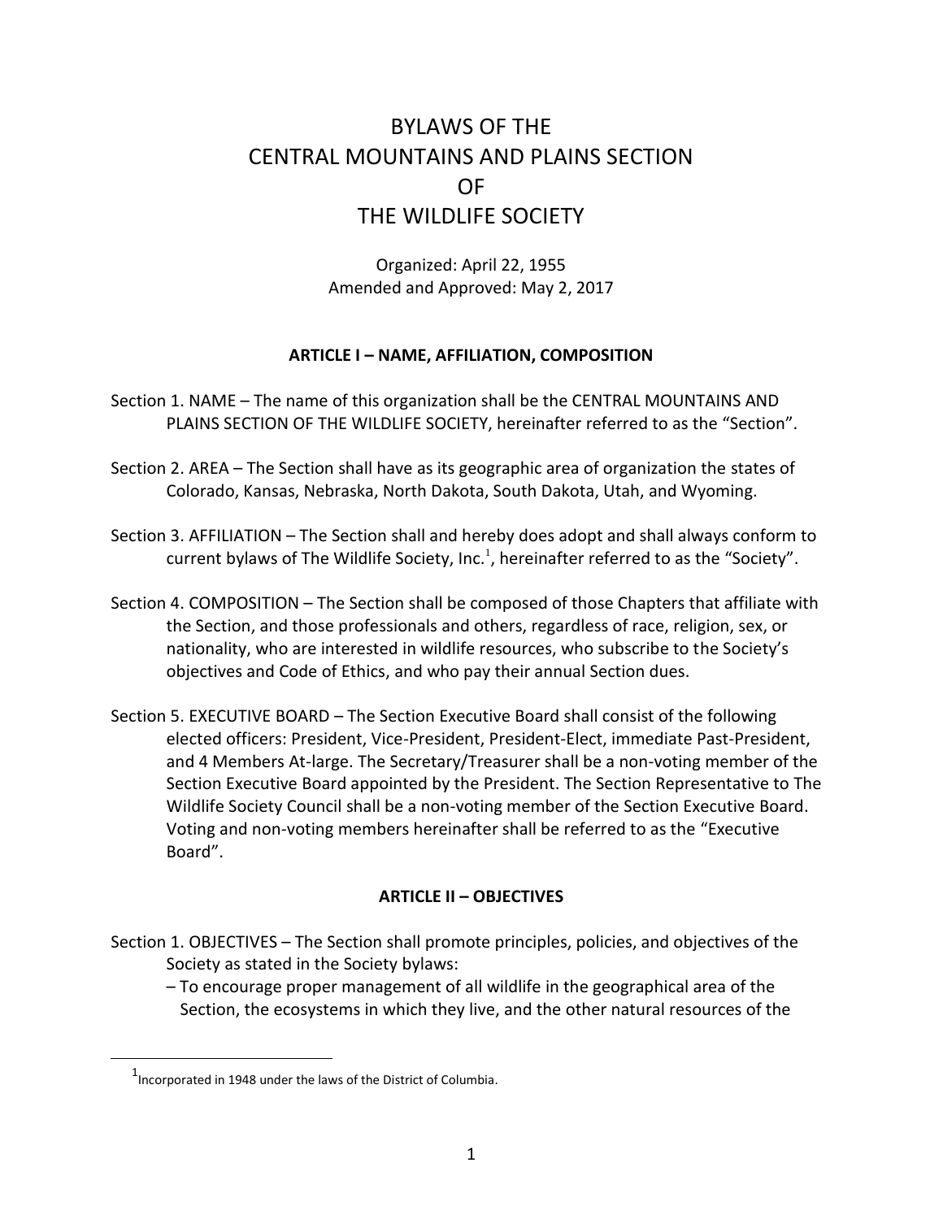# BYLAWS OF THE CENTRAL MOUNTAINS AND PLAINS SECTION OF THE WILDLIFE SOCIETY

Organized: April 22, 1955
Amended and Approved: May 2, 2017

## ARTICLE I – NAME, AFFILIATION, COMPOSITION

Section 1. NAME – The name of this organization shall be the CENTRAL MOUNTAINS AND PLAINS SECTION OF THE WILDLIFE SOCIETY, hereinafter referred to as the "Section".

Section 2. AREA – The Section shall have as its geographic area of organization the states of Colorado, Kansas, Nebraska, North Dakota, South Dakota, Utah, and Wyoming.

Section 3. AFFILIATION – The Section shall and hereby does adopt and shall always conform to current bylaws of The Wildlife Society, Inc.[1], hereinafter referred to as the "Society".

Section 4. COMPOSITION – The Section shall be composed of those Chapters that affiliate with the Section, and those professionals and others, regardless of race, religion, sex, or nationality, who are interested in wildlife resources, who subscribe to the Society's objectives and Code of Ethics, and who pay their annual Section dues.

Section 5. EXECUTIVE BOARD – The Section Executive Board shall consist of the following elected officers: President, Vice-President, President-Elect, immediate Past-President, and 4 Members At-large. The Secretary/Treasurer shall be a non-voting member of the Section Executive Board appointed by the President. The Section Representative to The Wildlife Society Council shall be a non-voting member of the Section Executive Board. Voting and non-voting members hereinafter shall be referred to as the "Executive Board".

## ARTICLE II – OBJECTIVES

Section 1. OBJECTIVES – The Section shall promote principles, policies, and objectives of the Society as stated in the Society bylaws:

– To encourage proper management of all wildlife in the geographical area of the Section, the ecosystems in which they live, and the other natural resources of the

[1] Incorporated in 1948 under the laws of the District of Columbia.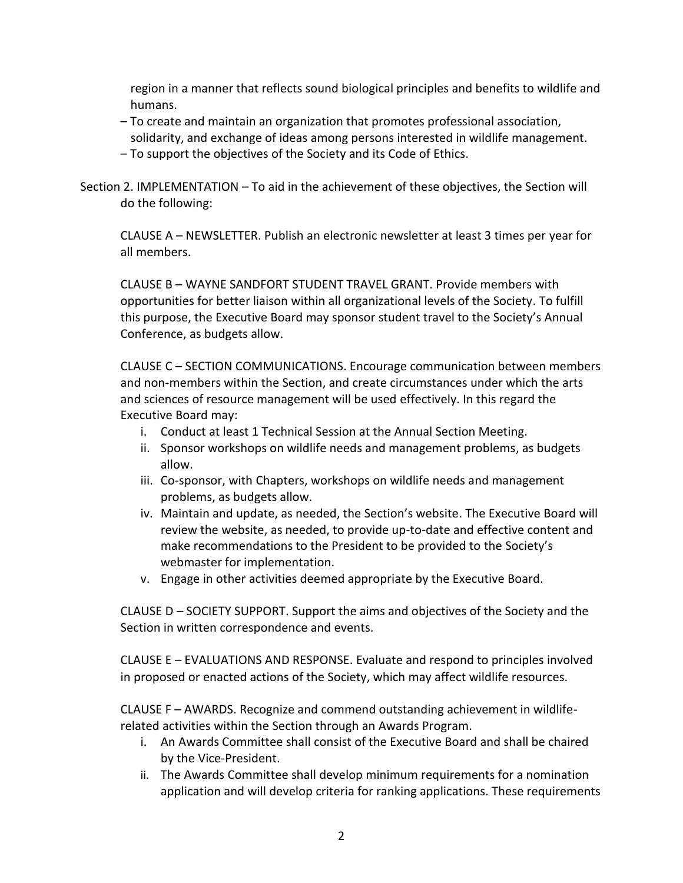region in a manner that reflects sound biological principles and benefits to wildlife and humans.

– To create and maintain an organization that promotes professional association, solidarity, and exchange of ideas among persons interested in wildlife management.

– To support the objectives of the Society and its Code of Ethics.

Section 2. IMPLEMENTATION – To aid in the achievement of these objectives, the Section will do the following:

CLAUSE A – NEWSLETTER. Publish an electronic newsletter at least 3 times per year for all members.

CLAUSE B – WAYNE SANDFORT STUDENT TRAVEL GRANT. Provide members with opportunities for better liaison within all organizational levels of the Society. To fulfill this purpose, the Executive Board may sponsor student travel to the Society's Annual Conference, as budgets allow.

CLAUSE C – SECTION COMMUNICATIONS. Encourage communication between members and non-members within the Section, and create circumstances under which the arts and sciences of resource management will be used effectively. In this regard the Executive Board may:

i. Conduct at least 1 Technical Session at the Annual Section Meeting.
ii. Sponsor workshops on wildlife needs and management problems, as budgets allow.
iii. Co-sponsor, with Chapters, workshops on wildlife needs and management problems, as budgets allow.
iv. Maintain and update, as needed, the Section's website. The Executive Board will review the website, as needed, to provide up-to-date and effective content and make recommendations to the President to be provided to the Society's webmaster for implementation.
v. Engage in other activities deemed appropriate by the Executive Board.

CLAUSE D – SOCIETY SUPPORT. Support the aims and objectives of the Society and the Section in written correspondence and events.

CLAUSE E – EVALUATIONS AND RESPONSE. Evaluate and respond to principles involved in proposed or enacted actions of the Society, which may affect wildlife resources.

CLAUSE F – AWARDS. Recognize and commend outstanding achievement in wildlife-related activities within the Section through an Awards Program.

i. An Awards Committee shall consist of the Executive Board and shall be chaired by the Vice-President.
ii. The Awards Committee shall develop minimum requirements for a nomination application and will develop criteria for ranking applications. These requirements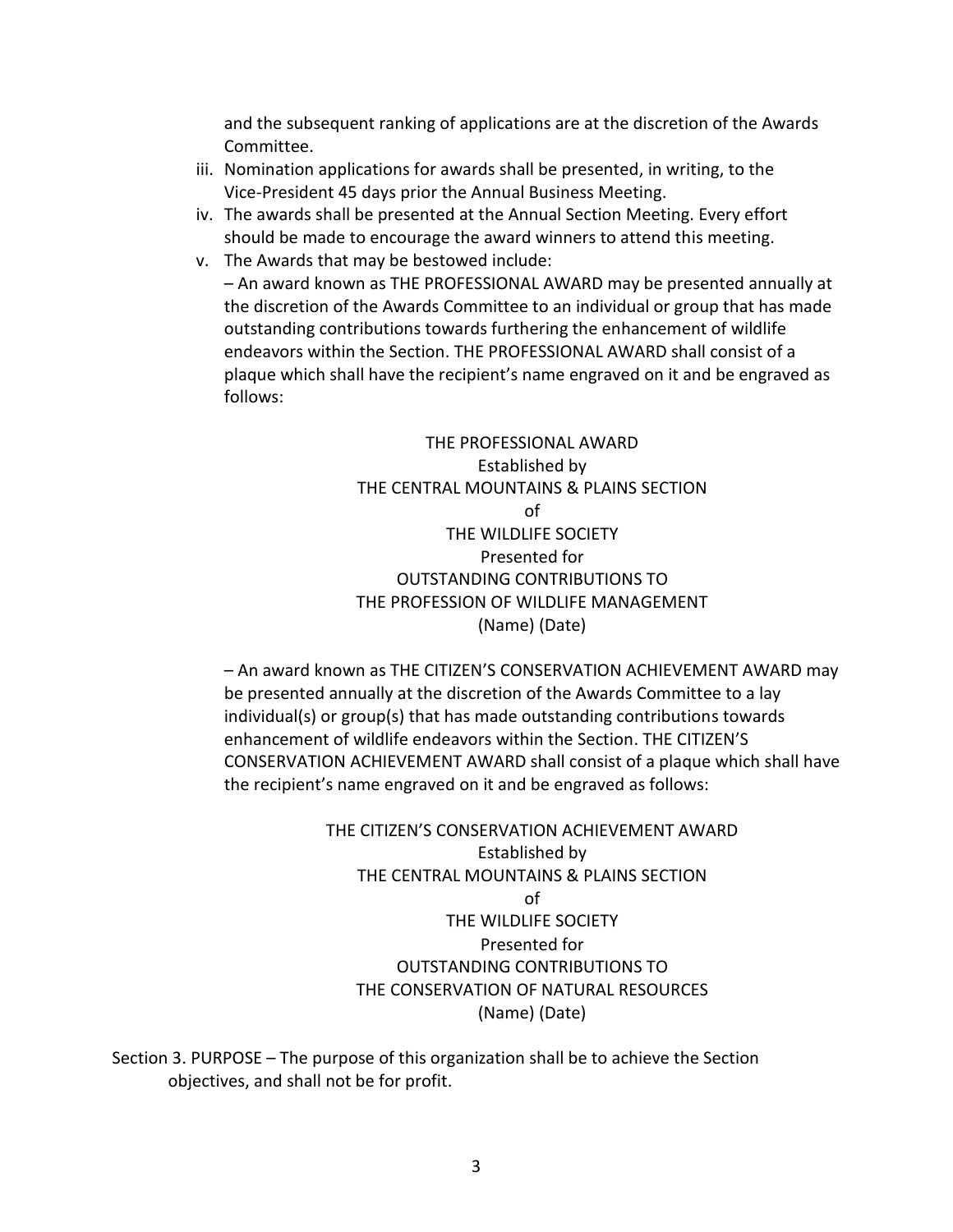and the subsequent ranking of applications are at the discretion of the Awards Committee.

iii. Nomination applications for awards shall be presented, in writing, to the Vice-President 45 days prior the Annual Business Meeting.

iv. The awards shall be presented at the Annual Section Meeting. Every effort should be made to encourage the award winners to attend this meeting.

v. The Awards that may be bestowed include:

– An award known as THE PROFESSIONAL AWARD may be presented annually at the discretion of the Awards Committee to an individual or group that has made outstanding contributions towards furthering the enhancement of wildlife endeavors within the Section. THE PROFESSIONAL AWARD shall consist of a plaque which shall have the recipient's name engraved on it and be engraved as follows:

> THE PROFESSIONAL AWARD
> Established by
> THE CENTRAL MOUNTAINS & PLAINS SECTION
> of
> THE WILDLIFE SOCIETY
> Presented for
> OUTSTANDING CONTRIBUTIONS TO
> THE PROFESSION OF WILDLIFE MANAGEMENT
> (Name) (Date)

– An award known as THE CITIZEN'S CONSERVATION ACHIEVEMENT AWARD may be presented annually at the discretion of the Awards Committee to a lay individual(s) or group(s) that has made outstanding contributions towards enhancement of wildlife endeavors within the Section. THE CITIZEN'S CONSERVATION ACHIEVEMENT AWARD shall consist of a plaque which shall have the recipient's name engraved on it and be engraved as follows:

> THE CITIZEN'S CONSERVATION ACHIEVEMENT AWARD
> Established by
> THE CENTRAL MOUNTAINS & PLAINS SECTION
> of
> THE WILDLIFE SOCIETY
> Presented for
> OUTSTANDING CONTRIBUTIONS TO
> THE CONSERVATION OF NATURAL RESOURCES
> (Name) (Date)

Section 3. PURPOSE – The purpose of this organization shall be to achieve the Section objectives, and shall not be for profit.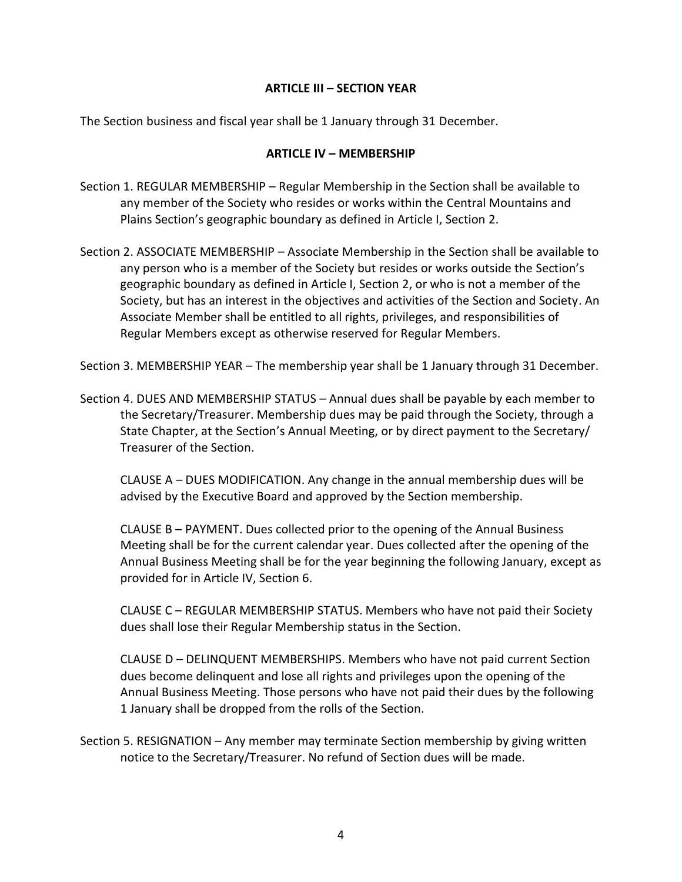## ARTICLE III – SECTION YEAR

The Section business and fiscal year shall be 1 January through 31 December.

## ARTICLE IV – MEMBERSHIP

Section 1. REGULAR MEMBERSHIP – Regular Membership in the Section shall be available to any member of the Society who resides or works within the Central Mountains and Plains Section's geographic boundary as defined in Article I, Section 2.

Section 2. ASSOCIATE MEMBERSHIP – Associate Membership in the Section shall be available to any person who is a member of the Society but resides or works outside the Section's geographic boundary as defined in Article I, Section 2, or who is not a member of the Society, but has an interest in the objectives and activities of the Section and Society. An Associate Member shall be entitled to all rights, privileges, and responsibilities of Regular Members except as otherwise reserved for Regular Members.

Section 3. MEMBERSHIP YEAR – The membership year shall be 1 January through 31 December.

Section 4. DUES AND MEMBERSHIP STATUS – Annual dues shall be payable by each member to the Secretary/Treasurer. Membership dues may be paid through the Society, through a State Chapter, at the Section's Annual Meeting, or by direct payment to the Secretary/ Treasurer of the Section.

CLAUSE A – DUES MODIFICATION. Any change in the annual membership dues will be advised by the Executive Board and approved by the Section membership.

CLAUSE B – PAYMENT. Dues collected prior to the opening of the Annual Business Meeting shall be for the current calendar year. Dues collected after the opening of the Annual Business Meeting shall be for the year beginning the following January, except as provided for in Article IV, Section 6.

CLAUSE C – REGULAR MEMBERSHIP STATUS. Members who have not paid their Society dues shall lose their Regular Membership status in the Section.

CLAUSE D – DELINQUENT MEMBERSHIPS. Members who have not paid current Section dues become delinquent and lose all rights and privileges upon the opening of the Annual Business Meeting. Those persons who have not paid their dues by the following 1 January shall be dropped from the rolls of the Section.

Section 5. RESIGNATION – Any member may terminate Section membership by giving written notice to the Secretary/Treasurer. No refund of Section dues will be made.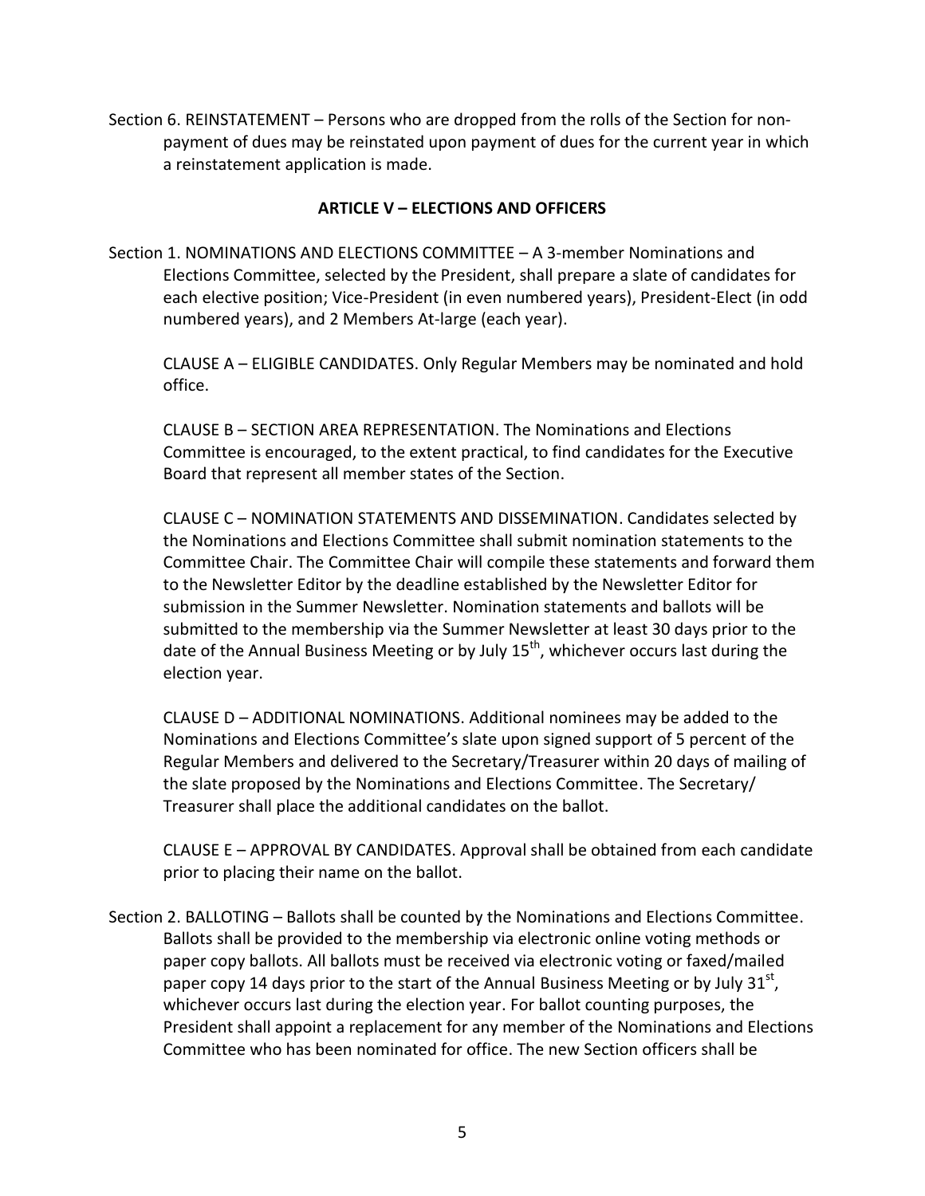Section 6. REINSTATEMENT – Persons who are dropped from the rolls of the Section for non-payment of dues may be reinstated upon payment of dues for the current year in which a reinstatement application is made.

## ARTICLE V – ELECTIONS AND OFFICERS

Section 1. NOMINATIONS AND ELECTIONS COMMITTEE – A 3-member Nominations and Elections Committee, selected by the President, shall prepare a slate of candidates for each elective position; Vice-President (in even numbered years), President-Elect (in odd numbered years), and 2 Members At-large (each year).

CLAUSE A – ELIGIBLE CANDIDATES. Only Regular Members may be nominated and hold office.

CLAUSE B – SECTION AREA REPRESENTATION. The Nominations and Elections Committee is encouraged, to the extent practical, to find candidates for the Executive Board that represent all member states of the Section.

CLAUSE C – NOMINATION STATEMENTS AND DISSEMINATION. Candidates selected by the Nominations and Elections Committee shall submit nomination statements to the Committee Chair. The Committee Chair will compile these statements and forward them to the Newsletter Editor by the deadline established by the Newsletter Editor for submission in the Summer Newsletter. Nomination statements and ballots will be submitted to the membership via the Summer Newsletter at least 30 days prior to the date of the Annual Business Meeting or by July 15th, whichever occurs last during the election year.

CLAUSE D – ADDITIONAL NOMINATIONS. Additional nominees may be added to the Nominations and Elections Committee's slate upon signed support of 5 percent of the Regular Members and delivered to the Secretary/Treasurer within 20 days of mailing of the slate proposed by the Nominations and Elections Committee. The Secretary/ Treasurer shall place the additional candidates on the ballot.

CLAUSE E – APPROVAL BY CANDIDATES. Approval shall be obtained from each candidate prior to placing their name on the ballot.

Section 2. BALLOTING – Ballots shall be counted by the Nominations and Elections Committee. Ballots shall be provided to the membership via electronic online voting methods or paper copy ballots. All ballots must be received via electronic voting or faxed/mailed paper copy 14 days prior to the start of the Annual Business Meeting or by July 31st, whichever occurs last during the election year. For ballot counting purposes, the President shall appoint a replacement for any member of the Nominations and Elections Committee who has been nominated for office. The new Section officers shall be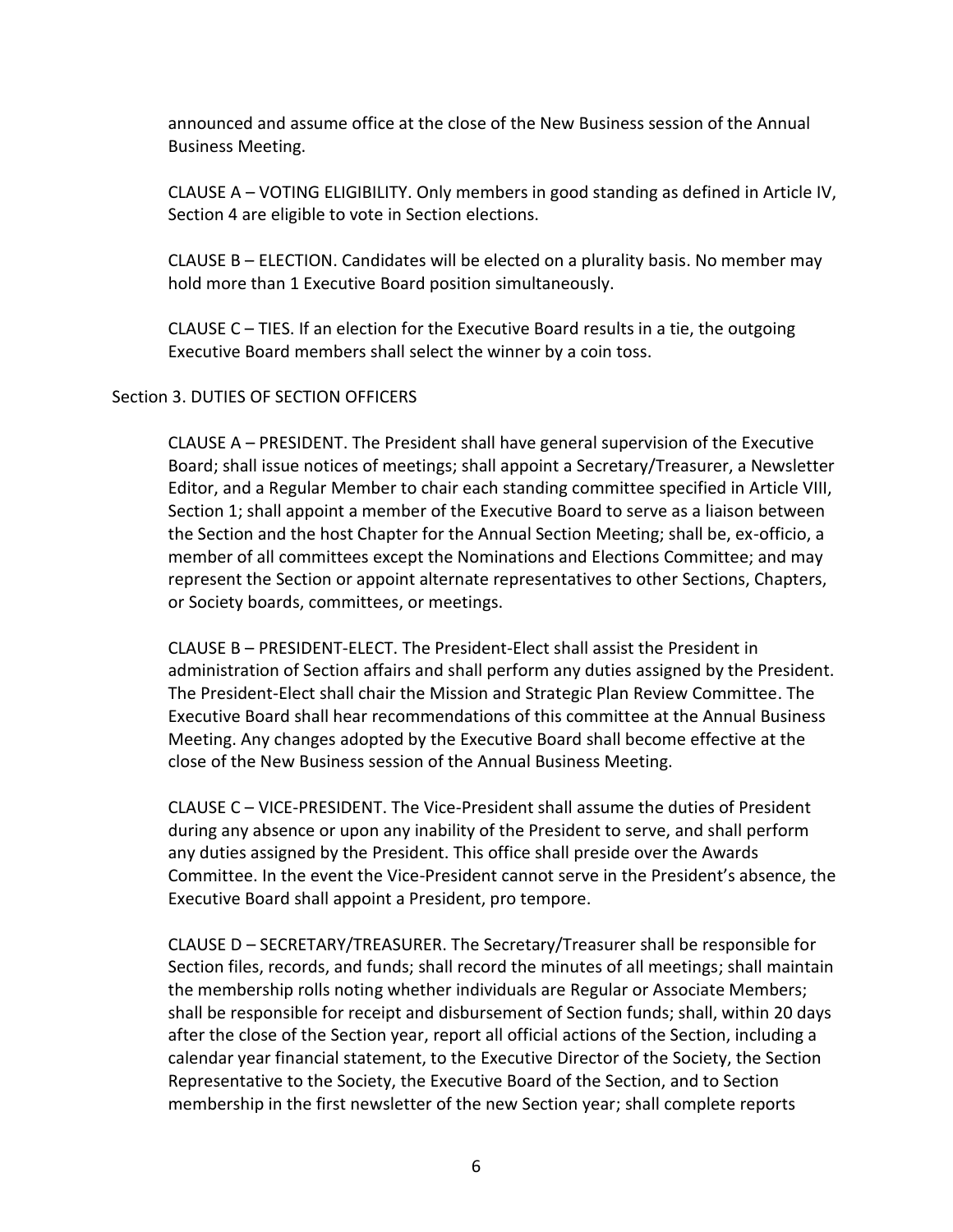announced and assume office at the close of the New Business session of the Annual Business Meeting.

CLAUSE A – VOTING ELIGIBILITY. Only members in good standing as defined in Article IV, Section 4 are eligible to vote in Section elections.

CLAUSE B – ELECTION. Candidates will be elected on a plurality basis. No member may hold more than 1 Executive Board position simultaneously.

CLAUSE C – TIES. If an election for the Executive Board results in a tie, the outgoing Executive Board members shall select the winner by a coin toss.

Section 3. DUTIES OF SECTION OFFICERS

CLAUSE A – PRESIDENT. The President shall have general supervision of the Executive Board; shall issue notices of meetings; shall appoint a Secretary/Treasurer, a Newsletter Editor, and a Regular Member to chair each standing committee specified in Article VIII, Section 1; shall appoint a member of the Executive Board to serve as a liaison between the Section and the host Chapter for the Annual Section Meeting; shall be, ex-officio, a member of all committees except the Nominations and Elections Committee; and may represent the Section or appoint alternate representatives to other Sections, Chapters, or Society boards, committees, or meetings.

CLAUSE B – PRESIDENT-ELECT. The President-Elect shall assist the President in administration of Section affairs and shall perform any duties assigned by the President. The President-Elect shall chair the Mission and Strategic Plan Review Committee. The Executive Board shall hear recommendations of this committee at the Annual Business Meeting. Any changes adopted by the Executive Board shall become effective at the close of the New Business session of the Annual Business Meeting.

CLAUSE C – VICE-PRESIDENT. The Vice-President shall assume the duties of President during any absence or upon any inability of the President to serve, and shall perform any duties assigned by the President. This office shall preside over the Awards Committee. In the event the Vice-President cannot serve in the President's absence, the Executive Board shall appoint a President, pro tempore.

CLAUSE D – SECRETARY/TREASURER. The Secretary/Treasurer shall be responsible for Section files, records, and funds; shall record the minutes of all meetings; shall maintain the membership rolls noting whether individuals are Regular or Associate Members; shall be responsible for receipt and disbursement of Section funds; shall, within 20 days after the close of the Section year, report all official actions of the Section, including a calendar year financial statement, to the Executive Director of the Society, the Section Representative to the Society, the Executive Board of the Section, and to Section membership in the first newsletter of the new Section year; shall complete reports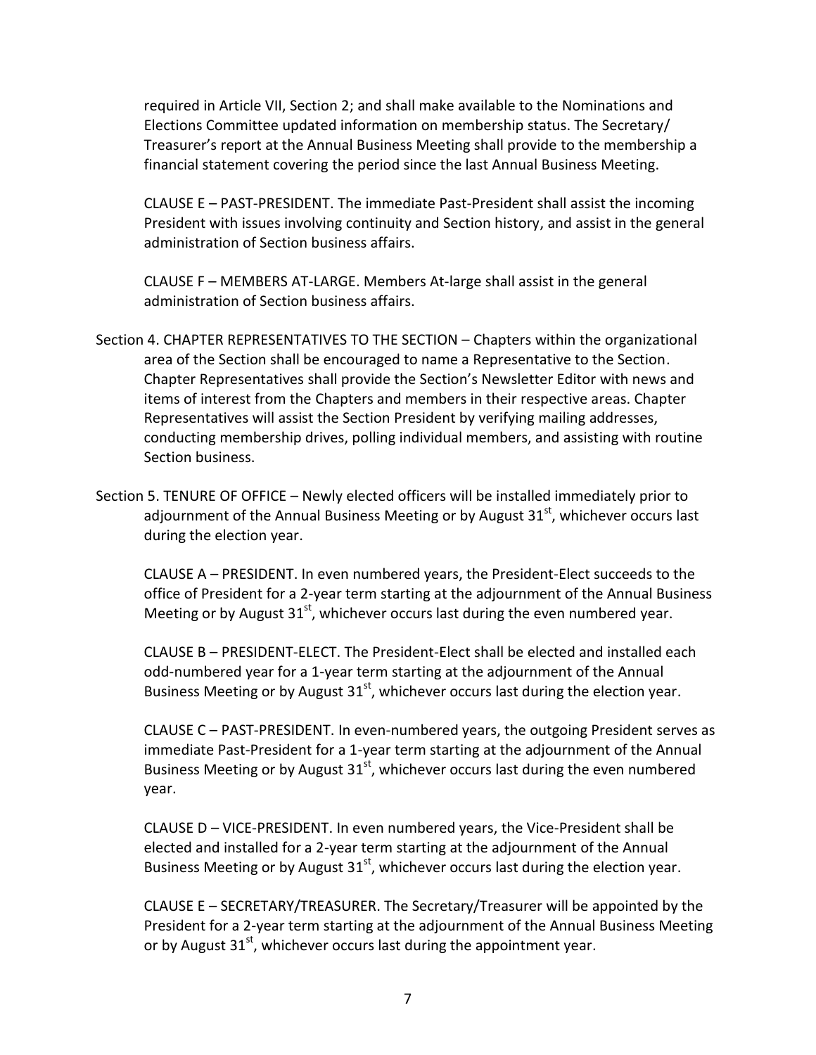required in Article VII, Section 2; and shall make available to the Nominations and Elections Committee updated information on membership status. The Secretary/ Treasurer's report at the Annual Business Meeting shall provide to the membership a financial statement covering the period since the last Annual Business Meeting.

CLAUSE E – PAST-PRESIDENT. The immediate Past-President shall assist the incoming President with issues involving continuity and Section history, and assist in the general administration of Section business affairs.

CLAUSE F – MEMBERS AT-LARGE. Members At-large shall assist in the general administration of Section business affairs.

Section 4. CHAPTER REPRESENTATIVES TO THE SECTION – Chapters within the organizational area of the Section shall be encouraged to name a Representative to the Section. Chapter Representatives shall provide the Section's Newsletter Editor with news and items of interest from the Chapters and members in their respective areas. Chapter Representatives will assist the Section President by verifying mailing addresses, conducting membership drives, polling individual members, and assisting with routine Section business.

Section 5. TENURE OF OFFICE – Newly elected officers will be installed immediately prior to adjournment of the Annual Business Meeting or by August 31st, whichever occurs last during the election year.

CLAUSE A – PRESIDENT. In even numbered years, the President-Elect succeeds to the office of President for a 2-year term starting at the adjournment of the Annual Business Meeting or by August 31st, whichever occurs last during the even numbered year.

CLAUSE B – PRESIDENT-ELECT. The President-Elect shall be elected and installed each odd-numbered year for a 1-year term starting at the adjournment of the Annual Business Meeting or by August 31st, whichever occurs last during the election year.

CLAUSE C – PAST-PRESIDENT. In even-numbered years, the outgoing President serves as immediate Past-President for a 1-year term starting at the adjournment of the Annual Business Meeting or by August 31st, whichever occurs last during the even numbered year.

CLAUSE D – VICE-PRESIDENT. In even numbered years, the Vice-President shall be elected and installed for a 2-year term starting at the adjournment of the Annual Business Meeting or by August 31st, whichever occurs last during the election year.

CLAUSE E – SECRETARY/TREASURER. The Secretary/Treasurer will be appointed by the President for a 2-year term starting at the adjournment of the Annual Business Meeting or by August 31st, whichever occurs last during the appointment year.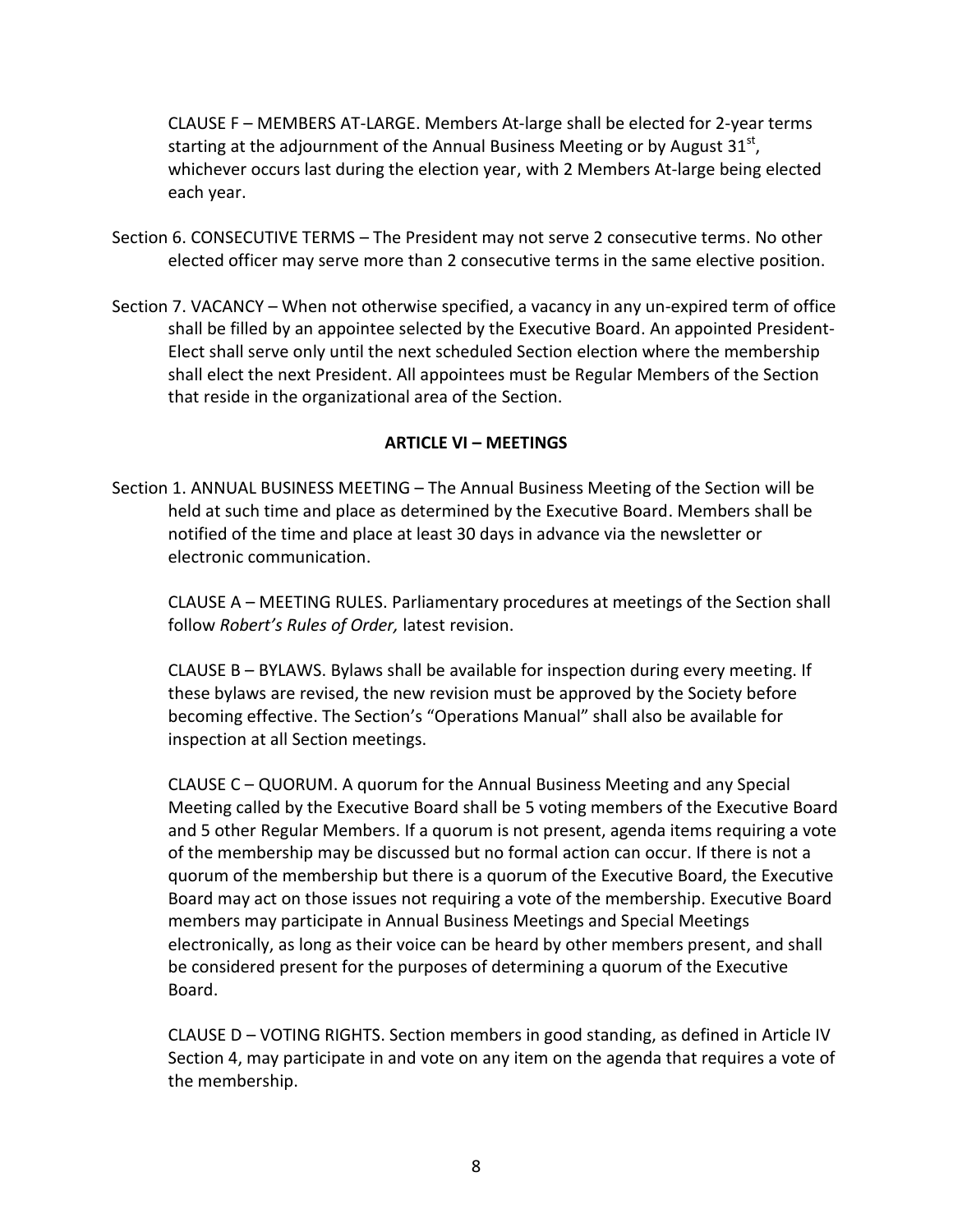CLAUSE F – MEMBERS AT-LARGE. Members At-large shall be elected for 2-year terms starting at the adjournment of the Annual Business Meeting or by August 31st, whichever occurs last during the election year, with 2 Members At-large being elected each year.

Section 6. CONSECUTIVE TERMS – The President may not serve 2 consecutive terms. No other elected officer may serve more than 2 consecutive terms in the same elective position.

Section 7. VACANCY – When not otherwise specified, a vacancy in any un-expired term of office shall be filled by an appointee selected by the Executive Board. An appointed President-Elect shall serve only until the next scheduled Section election where the membership shall elect the next President. All appointees must be Regular Members of the Section that reside in the organizational area of the Section.

**ARTICLE VI – MEETINGS**

Section 1. ANNUAL BUSINESS MEETING – The Annual Business Meeting of the Section will be held at such time and place as determined by the Executive Board. Members shall be notified of the time and place at least 30 days in advance via the newsletter or electronic communication.

CLAUSE A – MEETING RULES. Parliamentary procedures at meetings of the Section shall follow *Robert's Rules of Order,* latest revision.

CLAUSE B – BYLAWS. Bylaws shall be available for inspection during every meeting. If these bylaws are revised, the new revision must be approved by the Society before becoming effective. The Section's "Operations Manual" shall also be available for inspection at all Section meetings.

CLAUSE C – QUORUM. A quorum for the Annual Business Meeting and any Special Meeting called by the Executive Board shall be 5 voting members of the Executive Board and 5 other Regular Members. If a quorum is not present, agenda items requiring a vote of the membership may be discussed but no formal action can occur. If there is not a quorum of the membership but there is a quorum of the Executive Board, the Executive Board may act on those issues not requiring a vote of the membership. Executive Board members may participate in Annual Business Meetings and Special Meetings electronically, as long as their voice can be heard by other members present, and shall be considered present for the purposes of determining a quorum of the Executive Board.

CLAUSE D – VOTING RIGHTS. Section members in good standing, as defined in Article IV Section 4, may participate in and vote on any item on the agenda that requires a vote of the membership.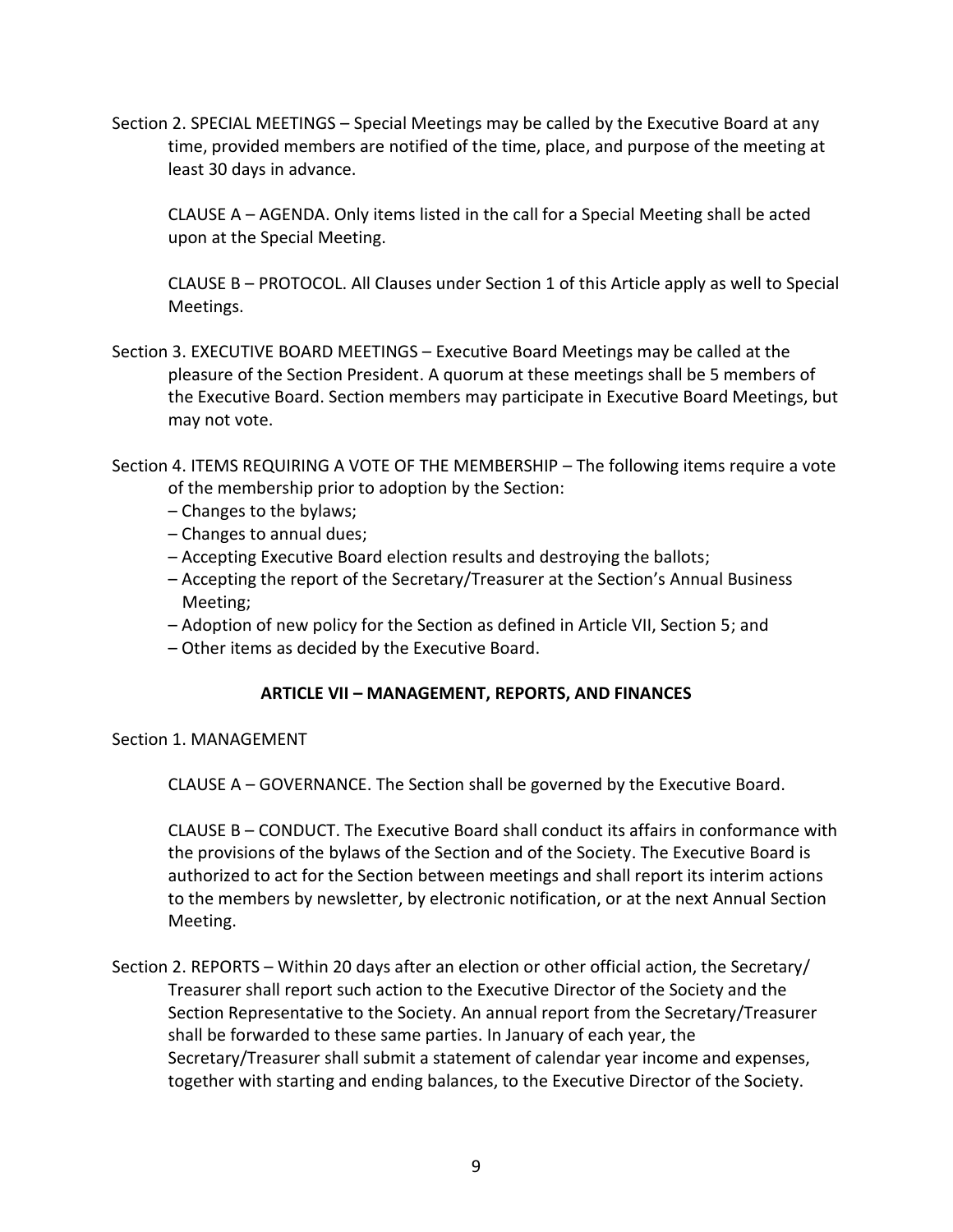Section 2. SPECIAL MEETINGS – Special Meetings may be called by the Executive Board at any time, provided members are notified of the time, place, and purpose of the meeting at least 30 days in advance.

CLAUSE A – AGENDA. Only items listed in the call for a Special Meeting shall be acted upon at the Special Meeting.

CLAUSE B – PROTOCOL. All Clauses under Section 1 of this Article apply as well to Special Meetings.

Section 3. EXECUTIVE BOARD MEETINGS – Executive Board Meetings may be called at the pleasure of the Section President. A quorum at these meetings shall be 5 members of the Executive Board. Section members may participate in Executive Board Meetings, but may not vote.

Section 4. ITEMS REQUIRING A VOTE OF THE MEMBERSHIP – The following items require a vote of the membership prior to adoption by the Section:

- Changes to the bylaws;
- Changes to annual dues;
- Accepting Executive Board election results and destroying the ballots;
- Accepting the report of the Secretary/Treasurer at the Section's Annual Business Meeting;
- Adoption of new policy for the Section as defined in Article VII, Section 5; and
- Other items as decided by the Executive Board.

## ARTICLE VII – MANAGEMENT, REPORTS, AND FINANCES

Section 1. MANAGEMENT

CLAUSE A – GOVERNANCE. The Section shall be governed by the Executive Board.

CLAUSE B – CONDUCT. The Executive Board shall conduct its affairs in conformance with the provisions of the bylaws of the Section and of the Society. The Executive Board is authorized to act for the Section between meetings and shall report its interim actions to the members by newsletter, by electronic notification, or at the next Annual Section Meeting.

Section 2. REPORTS – Within 20 days after an election or other official action, the Secretary/Treasurer shall report such action to the Executive Director of the Society and the Section Representative to the Society. An annual report from the Secretary/Treasurer shall be forwarded to these same parties. In January of each year, the Secretary/Treasurer shall submit a statement of calendar year income and expenses, together with starting and ending balances, to the Executive Director of the Society.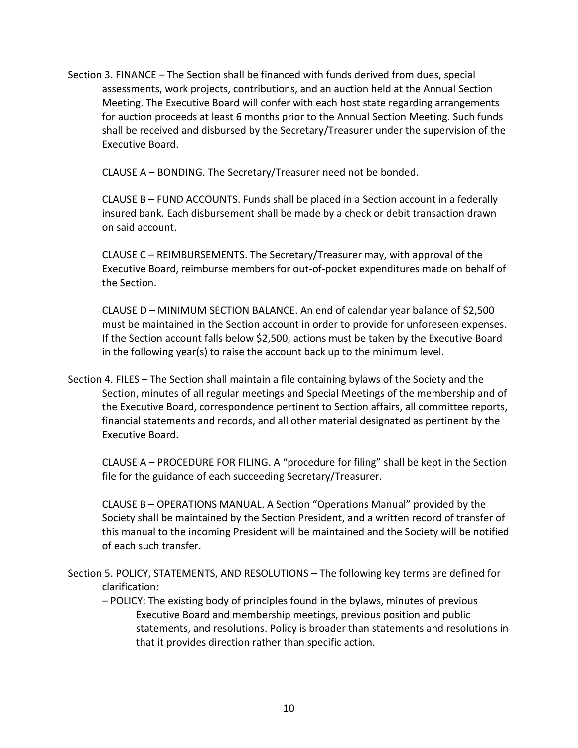Section 3. FINANCE – The Section shall be financed with funds derived from dues, special assessments, work projects, contributions, and an auction held at the Annual Section Meeting. The Executive Board will confer with each host state regarding arrangements for auction proceeds at least 6 months prior to the Annual Section Meeting. Such funds shall be received and disbursed by the Secretary/Treasurer under the supervision of the Executive Board.

CLAUSE A – BONDING. The Secretary/Treasurer need not be bonded.

CLAUSE B – FUND ACCOUNTS. Funds shall be placed in a Section account in a federally insured bank. Each disbursement shall be made by a check or debit transaction drawn on said account.

CLAUSE C – REIMBURSEMENTS. The Secretary/Treasurer may, with approval of the Executive Board, reimburse members for out-of-pocket expenditures made on behalf of the Section.

CLAUSE D – MINIMUM SECTION BALANCE. An end of calendar year balance of $2,500 must be maintained in the Section account in order to provide for unforeseen expenses. If the Section account falls below $2,500, actions must be taken by the Executive Board in the following year(s) to raise the account back up to the minimum level.

Section 4. FILES – The Section shall maintain a file containing bylaws of the Society and the Section, minutes of all regular meetings and Special Meetings of the membership and of the Executive Board, correspondence pertinent to Section affairs, all committee reports, financial statements and records, and all other material designated as pertinent by the Executive Board.

CLAUSE A – PROCEDURE FOR FILING. A "procedure for filing" shall be kept in the Section file for the guidance of each succeeding Secretary/Treasurer.

CLAUSE B – OPERATIONS MANUAL. A Section "Operations Manual" provided by the Society shall be maintained by the Section President, and a written record of transfer of this manual to the incoming President will be maintained and the Society will be notified of each such transfer.

Section 5. POLICY, STATEMENTS, AND RESOLUTIONS – The following key terms are defined for clarification:

– POLICY: The existing body of principles found in the bylaws, minutes of previous Executive Board and membership meetings, previous position and public statements, and resolutions. Policy is broader than statements and resolutions in that it provides direction rather than specific action.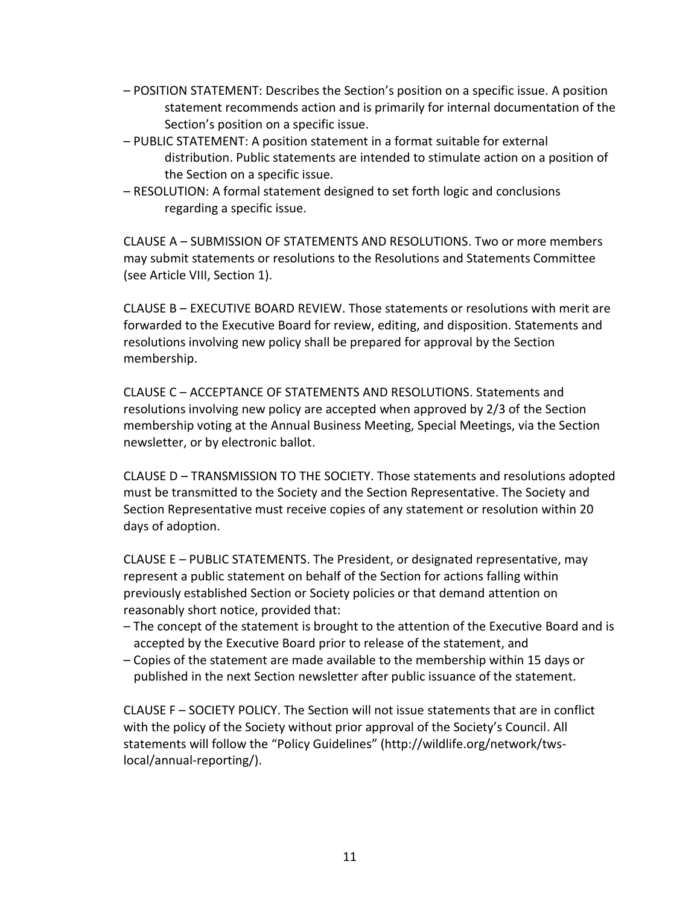– POSITION STATEMENT: Describes the Section's position on a specific issue. A position statement recommends action and is primarily for internal documentation of the Section's position on a specific issue.

– PUBLIC STATEMENT: A position statement in a format suitable for external distribution. Public statements are intended to stimulate action on a position of the Section on a specific issue.

– RESOLUTION: A formal statement designed to set forth logic and conclusions regarding a specific issue.

CLAUSE A – SUBMISSION OF STATEMENTS AND RESOLUTIONS. Two or more members may submit statements or resolutions to the Resolutions and Statements Committee (see Article VIII, Section 1).

CLAUSE B – EXECUTIVE BOARD REVIEW. Those statements or resolutions with merit are forwarded to the Executive Board for review, editing, and disposition. Statements and resolutions involving new policy shall be prepared for approval by the Section membership.

CLAUSE C – ACCEPTANCE OF STATEMENTS AND RESOLUTIONS. Statements and resolutions involving new policy are accepted when approved by 2/3 of the Section membership voting at the Annual Business Meeting, Special Meetings, via the Section newsletter, or by electronic ballot.

CLAUSE D – TRANSMISSION TO THE SOCIETY. Those statements and resolutions adopted must be transmitted to the Society and the Section Representative. The Society and Section Representative must receive copies of any statement or resolution within 20 days of adoption.

CLAUSE E – PUBLIC STATEMENTS. The President, or designated representative, may represent a public statement on behalf of the Section for actions falling within previously established Section or Society policies or that demand attention on reasonably short notice, provided that:

– The concept of the statement is brought to the attention of the Executive Board and is accepted by the Executive Board prior to release of the statement, and

– Copies of the statement are made available to the membership within 15 days or published in the next Section newsletter after public issuance of the statement.

CLAUSE F – SOCIETY POLICY. The Section will not issue statements that are in conflict with the policy of the Society without prior approval of the Society's Council. All statements will follow the "Policy Guidelines" (http://wildlife.org/network/tws-local/annual-reporting/).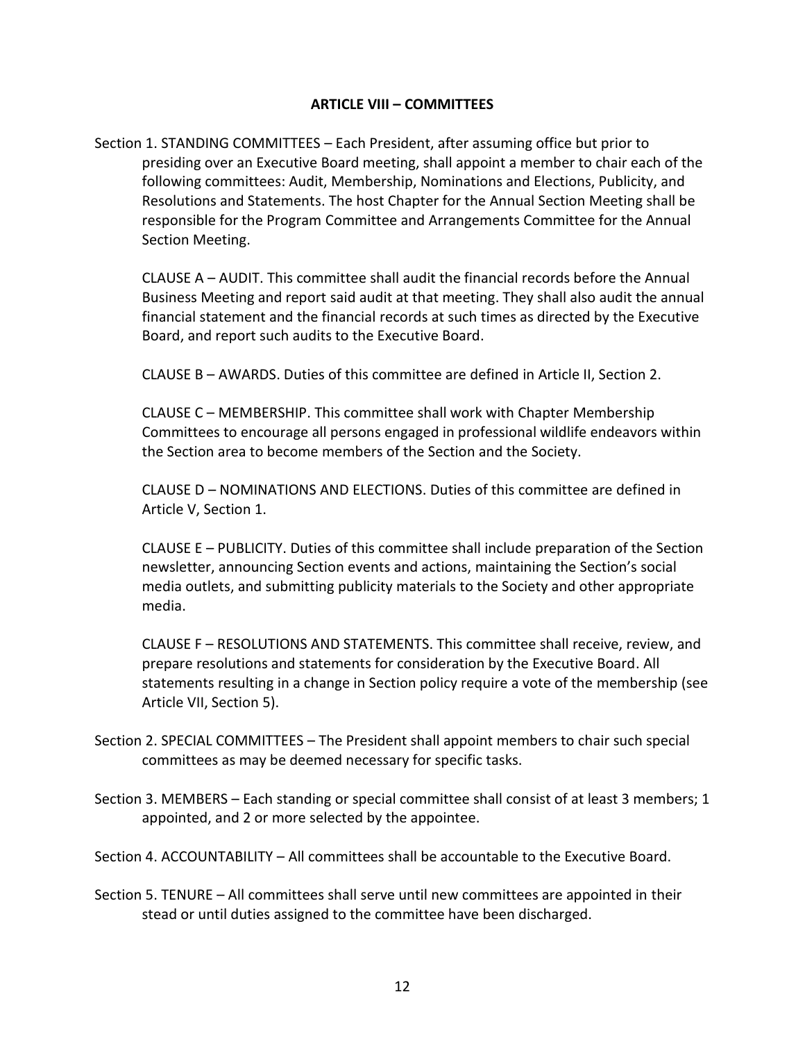## ARTICLE VIII – COMMITTEES

Section 1. STANDING COMMITTEES – Each President, after assuming office but prior to presiding over an Executive Board meeting, shall appoint a member to chair each of the following committees: Audit, Membership, Nominations and Elections, Publicity, and Resolutions and Statements. The host Chapter for the Annual Section Meeting shall be responsible for the Program Committee and Arrangements Committee for the Annual Section Meeting.

CLAUSE A – AUDIT. This committee shall audit the financial records before the Annual Business Meeting and report said audit at that meeting. They shall also audit the annual financial statement and the financial records at such times as directed by the Executive Board, and report such audits to the Executive Board.

CLAUSE B – AWARDS. Duties of this committee are defined in Article II, Section 2.

CLAUSE C – MEMBERSHIP. This committee shall work with Chapter Membership Committees to encourage all persons engaged in professional wildlife endeavors within the Section area to become members of the Section and the Society.

CLAUSE D – NOMINATIONS AND ELECTIONS. Duties of this committee are defined in Article V, Section 1.

CLAUSE E – PUBLICITY. Duties of this committee shall include preparation of the Section newsletter, announcing Section events and actions, maintaining the Section's social media outlets, and submitting publicity materials to the Society and other appropriate media.

CLAUSE F – RESOLUTIONS AND STATEMENTS. This committee shall receive, review, and prepare resolutions and statements for consideration by the Executive Board. All statements resulting in a change in Section policy require a vote of the membership (see Article VII, Section 5).

Section 2. SPECIAL COMMITTEES – The President shall appoint members to chair such special committees as may be deemed necessary for specific tasks.

Section 3. MEMBERS – Each standing or special committee shall consist of at least 3 members; 1 appointed, and 2 or more selected by the appointee.

Section 4. ACCOUNTABILITY – All committees shall be accountable to the Executive Board.

Section 5. TENURE – All committees shall serve until new committees are appointed in their stead or until duties assigned to the committee have been discharged.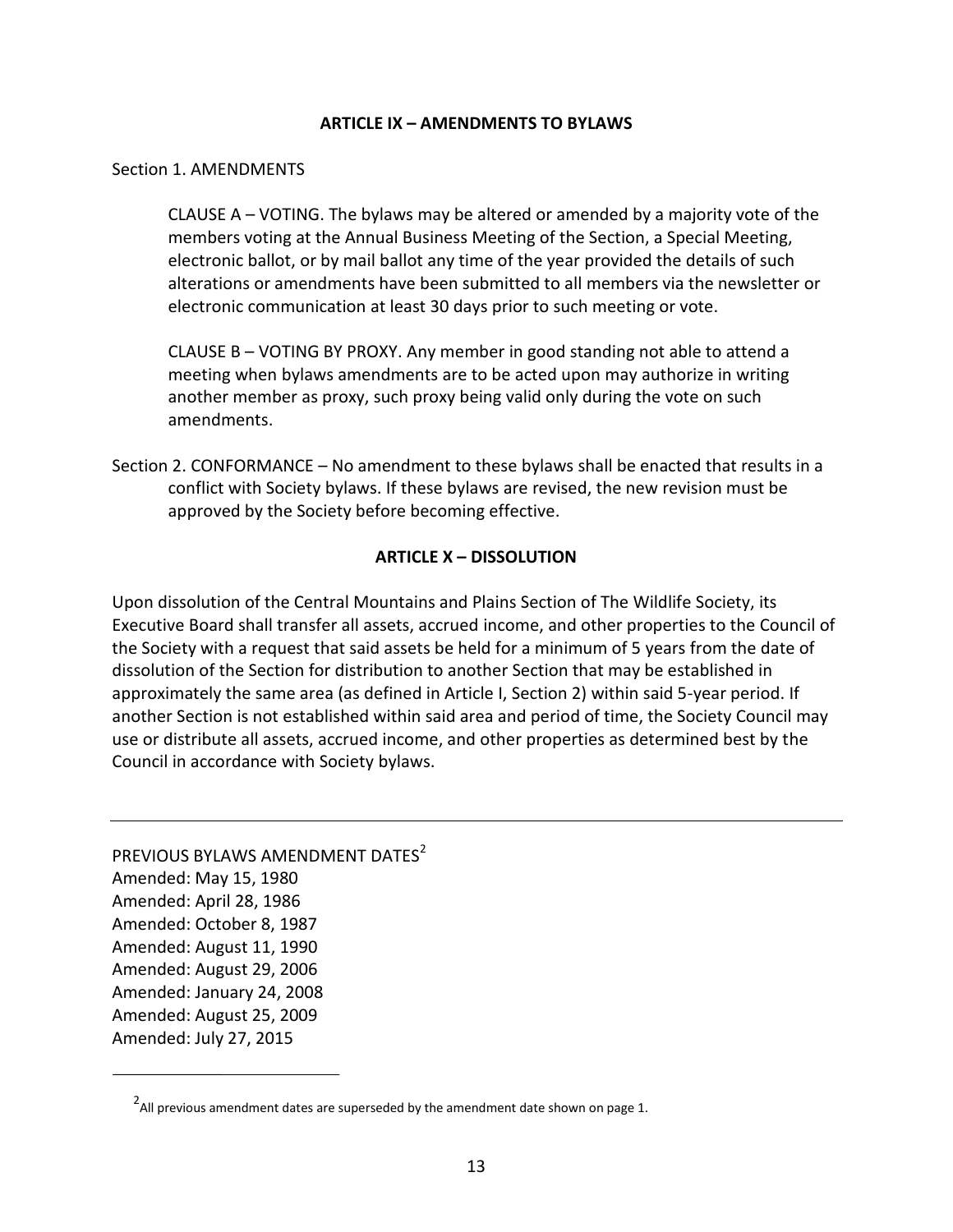## ARTICLE IX – AMENDMENTS TO BYLAWS

Section 1. AMENDMENTS

CLAUSE A – VOTING. The bylaws may be altered or amended by a majority vote of the members voting at the Annual Business Meeting of the Section, a Special Meeting, electronic ballot, or by mail ballot any time of the year provided the details of such alterations or amendments have been submitted to all members via the newsletter or electronic communication at least 30 days prior to such meeting or vote.

CLAUSE B – VOTING BY PROXY. Any member in good standing not able to attend a meeting when bylaws amendments are to be acted upon may authorize in writing another member as proxy, such proxy being valid only during the vote on such amendments.

Section 2. CONFORMANCE – No amendment to these bylaws shall be enacted that results in a conflict with Society bylaws. If these bylaws are revised, the new revision must be approved by the Society before becoming effective.

## ARTICLE X – DISSOLUTION

Upon dissolution of the Central Mountains and Plains Section of The Wildlife Society, its Executive Board shall transfer all assets, accrued income, and other properties to the Council of the Society with a request that said assets be held for a minimum of 5 years from the date of dissolution of the Section for distribution to another Section that may be established in approximately the same area (as defined in Article I, Section 2) within said 5-year period. If another Section is not established within said area and period of time, the Society Council may use or distribute all assets, accrued income, and other properties as determined best by the Council in accordance with Society bylaws.

---

PREVIOUS BYLAWS AMENDMENT DATES[2]
Amended: May 15, 1980
Amended: April 28, 1986
Amended: October 8, 1987
Amended: August 11, 1990
Amended: August 29, 2006
Amended: January 24, 2008
Amended: August 25, 2009
Amended: July 27, 2015

[2] All previous amendment dates are superseded by the amendment date shown on page 1.